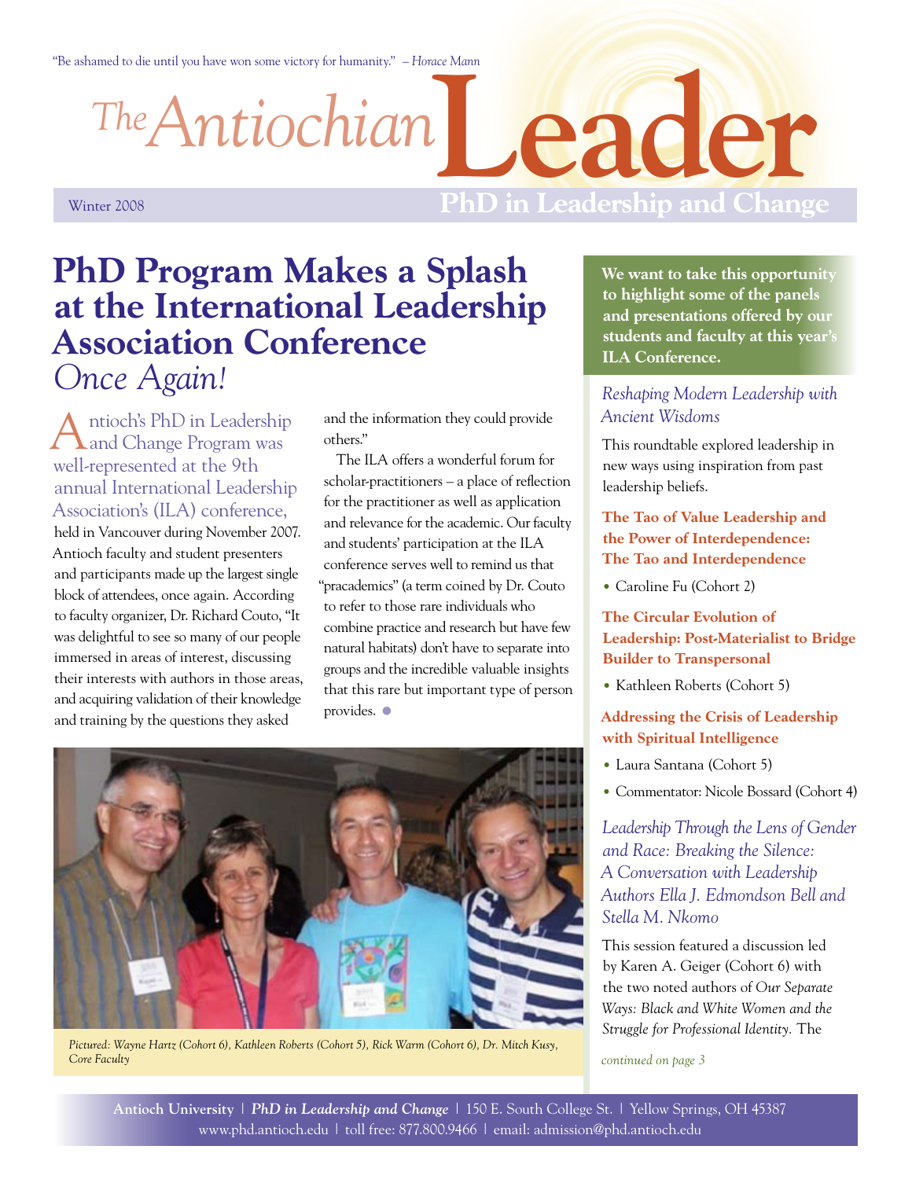"Be ashamed to die until you have won some victory for humanity." – *Horace Mann*

# The Antiochian Leader

Winter 2008

**PhD in Leadership and Change**

## PhD Program Makes a Splash at the International Leadership Association Conference *Once Again!*

Antioch's PhD in Leadership and Change Program was well-represented at the 9th annual International Leadership Association's (ILA) conference, held in Vancouver during November 2007. Antioch faculty and student presenters and participants made up the largest single block of attendees, once again. According to faculty organizer, Dr. Richard Couto, "It was delightful to see so many of our people immersed in areas of interest, discussing their interests with authors in those areas, and acquiring validation of their knowledge and training by the questions they asked and the information they could provide others."

The ILA offers a wonderful forum for scholar-practitioners – a place of reflection for the practitioner as well as application and relevance for the academic. Our faculty and students' participation at the ILA conference serves well to remind us that "pracademics" (a term coined by Dr. Couto to refer to those rare individuals who combine practice and research but have few natural habitats) don't have to separate into groups and the incredible valuable insights that this rare but important type of person provides.

*Pictured: Wayne Hartz (Cohort 6), Kathleen Roberts (Cohort 5), Rick Warm (Cohort 6), Dr. Mitch Kusy, Core Faculty*

**We want to take this opportunity to highlight some of the panels and presentations offered by our students and faculty at this year's ILA Conference.**

### *Reshaping Modern Leadership with Ancient Wisdoms*

This roundtable explored leadership in new ways using inspiration from past leadership beliefs.

**The Tao of Value Leadership and the Power of Interdependence: The Tao and Interdependence**

- Caroline Fu (Cohort 2)

**The Circular Evolution of Leadership: Post-Materialist to Bridge Builder to Transpersonal**

- Kathleen Roberts (Cohort 5)

**Addressing the Crisis of Leadership with Spiritual Intelligence**

- Laura Santana (Cohort 5)
- Commentator: Nicole Bossard (Cohort 4)

### *Leadership Through the Lens of Gender and Race: Breaking the Silence: A Conversation with Leadership Authors Ella J. Edmondson Bell and Stella M. Nkomo*

This session featured a discussion led by Karen A. Geiger (Cohort 6) with the two noted authors of *Our Separate Ways: Black and White Women and the Struggle for Professional Identity.* The

*continued on page 3*

**Antioch University** | ***PhD in Leadership and Change*** | 150 E. South College St. | Yellow Springs, OH 45387
www.phd.antioch.edu | toll free: 877.800.9466 | email: admission@phd.antioch.edu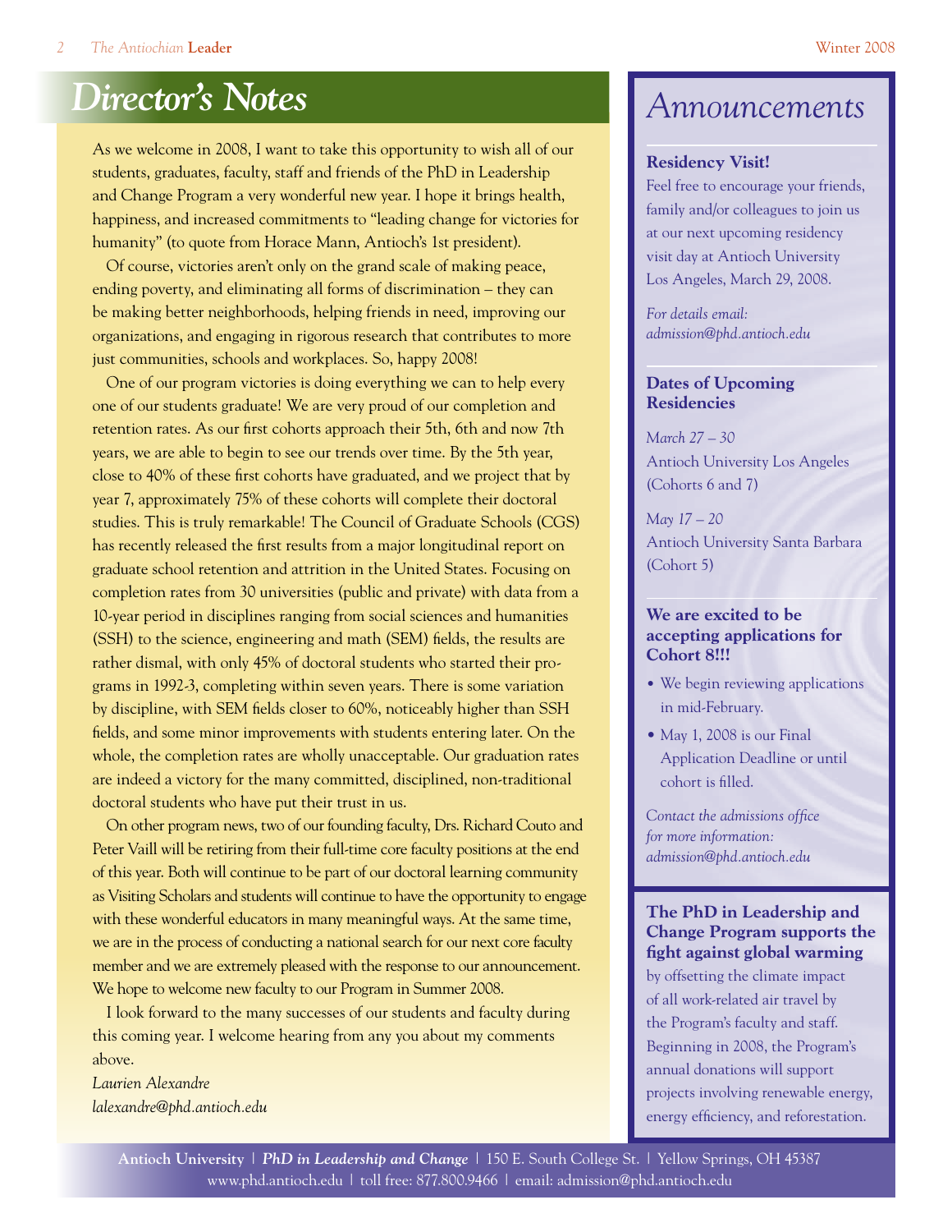# Director's Notes

As we welcome in 2008, I want to take this opportunity to wish all of our students, graduates, faculty, staff and friends of the PhD in Leadership and Change Program a very wonderful new year. I hope it brings health, happiness, and increased commitments to "leading change for victories for humanity" (to quote from Horace Mann, Antioch's 1st president).

Of course, victories aren't only on the grand scale of making peace, ending poverty, and eliminating all forms of discrimination – they can be making better neighborhoods, helping friends in need, improving our organizations, and engaging in rigorous research that contributes to more just communities, schools and workplaces. So, happy 2008!

One of our program victories is doing everything we can to help every one of our students graduate! We are very proud of our completion and retention rates. As our first cohorts approach their 5th, 6th and now 7th years, we are able to begin to see our trends over time. By the 5th year, close to 40% of these first cohorts have graduated, and we project that by year 7, approximately 75% of these cohorts will complete their doctoral studies. This is truly remarkable! The Council of Graduate Schools (CGS) has recently released the first results from a major longitudinal report on graduate school retention and attrition in the United States. Focusing on completion rates from 30 universities (public and private) with data from a 10-year period in disciplines ranging from social sciences and humanities (SSH) to the science, engineering and math (SEM) fields, the results are rather dismal, with only 45% of doctoral students who started their programs in 1992-3, completing within seven years. There is some variation by discipline, with SEM fields closer to 60%, noticeably higher than SSH fields, and some minor improvements with students entering later. On the whole, the completion rates are wholly unacceptable. Our graduation rates are indeed a victory for the many committed, disciplined, non-traditional doctoral students who have put their trust in us.

On other program news, two of our founding faculty, Drs. Richard Couto and Peter Vaill will be retiring from their full-time core faculty positions at the end of this year. Both will continue to be part of our doctoral learning community as Visiting Scholars and students will continue to have the opportunity to engage with these wonderful educators in many meaningful ways. At the same time, we are in the process of conducting a national search for our next core faculty member and we are extremely pleased with the response to our announcement. We hope to welcome new faculty to our Program in Summer 2008.

I look forward to the many successes of our students and faculty during this coming year. I welcome hearing from any you about my comments above.

*Laurien Alexandre*
*lalexandre@phd.antioch.edu*

# Announcements

**Residency Visit!**

Feel free to encourage your friends, family and/or colleagues to join us at our next upcoming residency visit day at Antioch University Los Angeles, March 29, 2008.

*For details email: admission@phd.antioch.edu*

**Dates of Upcoming Residencies**

*March 27 – 30*
Antioch University Los Angeles (Cohorts 6 and 7)

*May 17 – 20*
Antioch University Santa Barbara (Cohort 5)

**We are excited to be accepting applications for Cohort 8!!!**

- We begin reviewing applications in mid-February.
- May 1, 2008 is our Final Application Deadline or until cohort is filled.

*Contact the admissions office for more information: admission@phd.antioch.edu*

**The PhD in Leadership and Change Program supports the fight against global warming** by offsetting the climate impact of all work-related air travel by the Program's faculty and staff. Beginning in 2008, the Program's annual donations will support projects involving renewable energy, energy efficiency, and reforestation.

**Antioch University** | ***PhD in Leadership and Change*** | 150 E. South College St. | Yellow Springs, OH 45387
www.phd.antioch.edu | toll free: 877.800.9466 | email: admission@phd.antioch.edu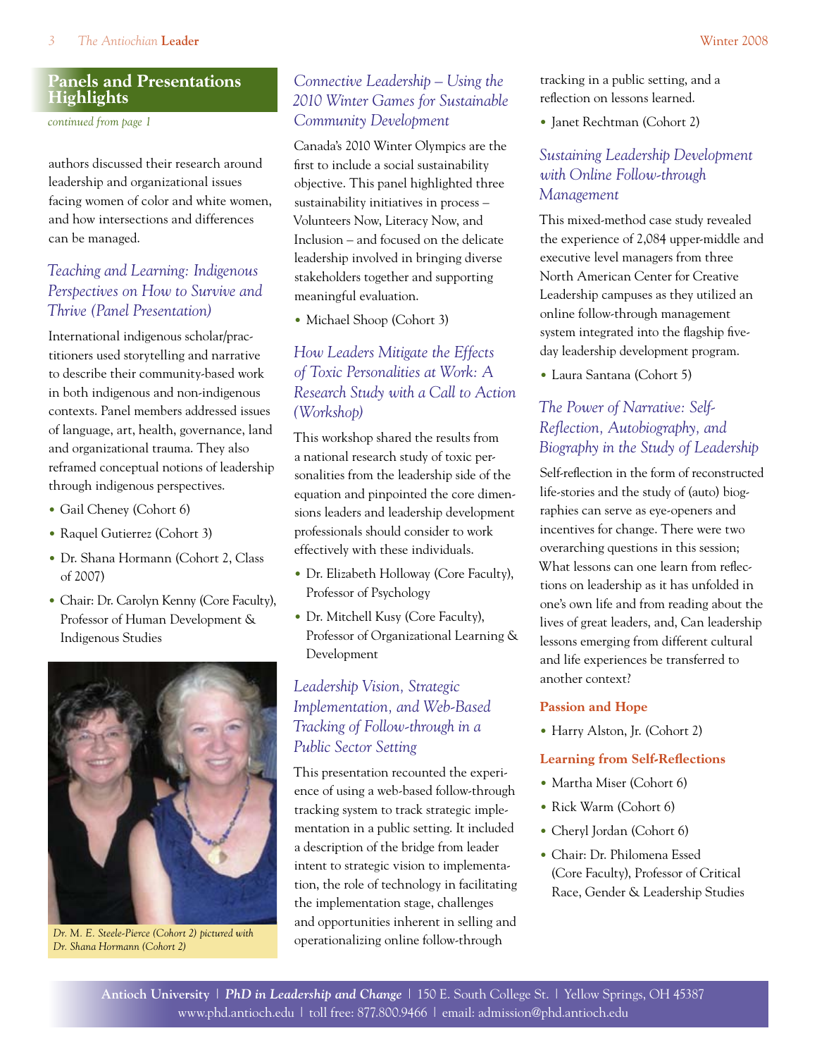## Panels and Presentations Highlights

*continued from page 1*

authors discussed their research around leadership and organizational issues facing women of color and white women, and how intersections and differences can be managed.

### *Teaching and Learning: Indigenous Perspectives on How to Survive and Thrive (Panel Presentation)*

International indigenous scholar/practitioners used storytelling and narrative to describe their community-based work in both indigenous and non-indigenous contexts. Panel members addressed issues of language, art, health, governance, land and organizational trauma. They also reframed conceptual notions of leadership through indigenous perspectives.

- Gail Cheney (Cohort 6)
- Raquel Gutierrez (Cohort 3)
- Dr. Shana Hormann (Cohort 2, Class of 2007)
- Chair: Dr. Carolyn Kenny (Core Faculty), Professor of Human Development & Indigenous Studies

*Dr. M. E. Steele-Pierce (Cohort 2) pictured with Dr. Shana Hormann (Cohort 2)*

### *Connective Leadership – Using the 2010 Winter Games for Sustainable Community Development*

Canada's 2010 Winter Olympics are the first to include a social sustainability objective. This panel highlighted three sustainability initiatives in process – Volunteers Now, Literacy Now, and Inclusion – and focused on the delicate leadership involved in bringing diverse stakeholders together and supporting meaningful evaluation.

- Michael Shoop (Cohort 3)

### *How Leaders Mitigate the Effects of Toxic Personalities at Work: A Research Study with a Call to Action (Workshop)*

This workshop shared the results from a national research study of toxic personalities from the leadership side of the equation and pinpointed the core dimensions leaders and leadership development professionals should consider to work effectively with these individuals.

- Dr. Elizabeth Holloway (Core Faculty), Professor of Psychology
- Dr. Mitchell Kusy (Core Faculty), Professor of Organizational Learning & Development

### *Leadership Vision, Strategic Implementation, and Web-Based Tracking of Follow-through in a Public Sector Setting*

This presentation recounted the experience of using a web-based follow-through tracking system to track strategic implementation in a public setting. It included a description of the bridge from leader intent to strategic vision to implementation, the role of technology in facilitating the implementation stage, challenges and opportunities inherent in selling and operationalizing online follow-through tracking in a public setting, and a reflection on lessons learned.

- Janet Rechtman (Cohort 2)

### *Sustaining Leadership Development with Online Follow-through Management*

This mixed-method case study revealed the experience of 2,084 upper-middle and executive level managers from three North American Center for Creative Leadership campuses as they utilized an online follow-through management system integrated into the flagship five-day leadership development program.

- Laura Santana (Cohort 5)

### *The Power of Narrative: Self-Reflection, Autobiography, and Biography in the Study of Leadership*

Self-reflection in the form of reconstructed life-stories and the study of (auto) biographies can serve as eye-openers and incentives for change. There were two overarching questions in this session; What lessons can one learn from reflections on leadership as it has unfolded in one's own life and from reading about the lives of great leaders, and, Can leadership lessons emerging from different cultural and life experiences be transferred to another context?

#### Passion and Hope

- Harry Alston, Jr. (Cohort 2)

#### Learning from Self-Reflections

- Martha Miser (Cohort 6)
- Rick Warm (Cohort 6)
- Cheryl Jordan (Cohort 6)
- Chair: Dr. Philomena Essed (Core Faculty), Professor of Critical Race, Gender & Leadership Studies

**Antioch University** | ***PhD in Leadership and Change*** | 150 E. South College St. | Yellow Springs, OH 45387
www.phd.antioch.edu | toll free: 877.800.9466 | email: admission@phd.antioch.edu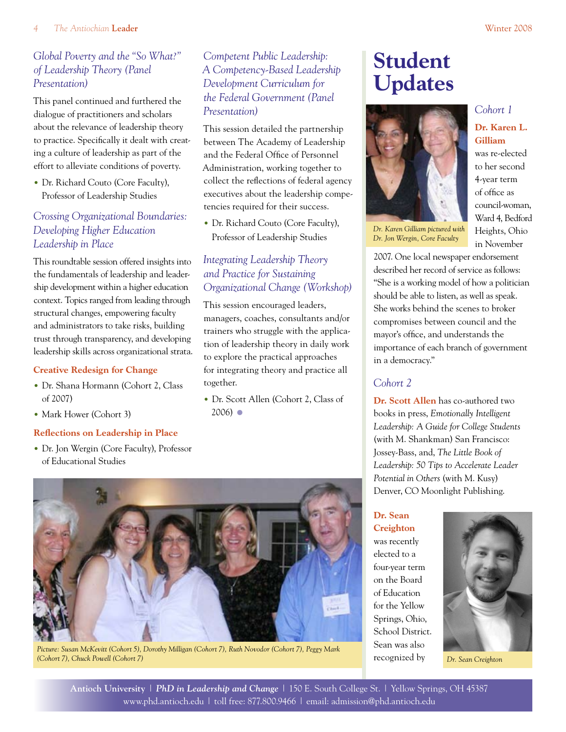### *Global Poverty and the "So What?" of Leadership Theory (Panel Presentation)*

This panel continued and furthered the dialogue of practitioners and scholars about the relevance of leadership theory to practice. Specifically it dealt with creating a culture of leadership as part of the effort to alleviate conditions of poverty.

- Dr. Richard Couto (Core Faculty), Professor of Leadership Studies

### *Crossing Organizational Boundaries: Developing Higher Education Leadership in Place*

This roundtable session offered insights into the fundamentals of leadership and leadership development within a higher education context. Topics ranged from leading through structural changes, empowering faculty and administrators to take risks, building trust through transparency, and developing leadership skills across organizational strata.

#### Creative Redesign for Change

- Dr. Shana Hormann (Cohort 2, Class of 2007)
- Mark Hower (Cohort 3)

#### Reflections on Leadership in Place

- Dr. Jon Wergin (Core Faculty), Professor of Educational Studies

### *Competent Public Leadership: A Competency-Based Leadership Development Curriculum for the Federal Government (Panel Presentation)*

This session detailed the partnership between The Academy of Leadership and the Federal Office of Personnel Administration, working together to collect the reflections of federal agency executives about the leadership competencies required for their success.

- Dr. Richard Couto (Core Faculty), Professor of Leadership Studies

### *Integrating Leadership Theory and Practice for Sustaining Organizational Change (Workshop)*

This session encouraged leaders, managers, coaches, consultants and/or trainers who struggle with the application of leadership theory in daily work to explore the practical approaches for integrating theory and practice all together.

- Dr. Scott Allen (Cohort 2, Class of 2006)

*Picture: Susan McKevitt (Cohort 5), Dorothy Milligan (Cohort 7), Ruth Novodor (Cohort 7), Peggy Mark (Cohort 7), Chuck Powell (Cohort 7)*

# Student Updates

*Dr. Karen Gilliam pictured with Dr. Jon Wergin, Core Faculty*

### *Cohort 1*

**Dr. Karen L. Gilliam** was re-elected to her second 4-year term of office as council-woman, Ward 4, Bedford Heights, Ohio in November 2007. One local newspaper endorsement described her record of service as follows: "She is a working model of how a politician should be able to listen, as well as speak. She works behind the scenes to broker compromises between council and the mayor's office, and understands the importance of each branch of government in a democracy."

### *Cohort 2*

**Dr. Scott Allen** has co-authored two books in press, *Emotionally Intelligent Leadership: A Guide for College Students* (with M. Shankman) San Francisco: Jossey-Bass, and, *The Little Book of Leadership: 50 Tips to Accelerate Leader Potential in Others* (with M. Kusy) Denver, CO Moonlight Publishing.

**Dr. Sean Creighton** was recently elected to a four-year term on the Board of Education for the Yellow Springs, Ohio, School District. Sean was also recognized by

*Dr. Sean Creighton*

**Antioch University** | ***PhD in Leadership and Change*** | 150 E. South College St. | Yellow Springs, OH 45387
www.phd.antioch.edu | toll free: 877.800.9466 | email: admission@phd.antioch.edu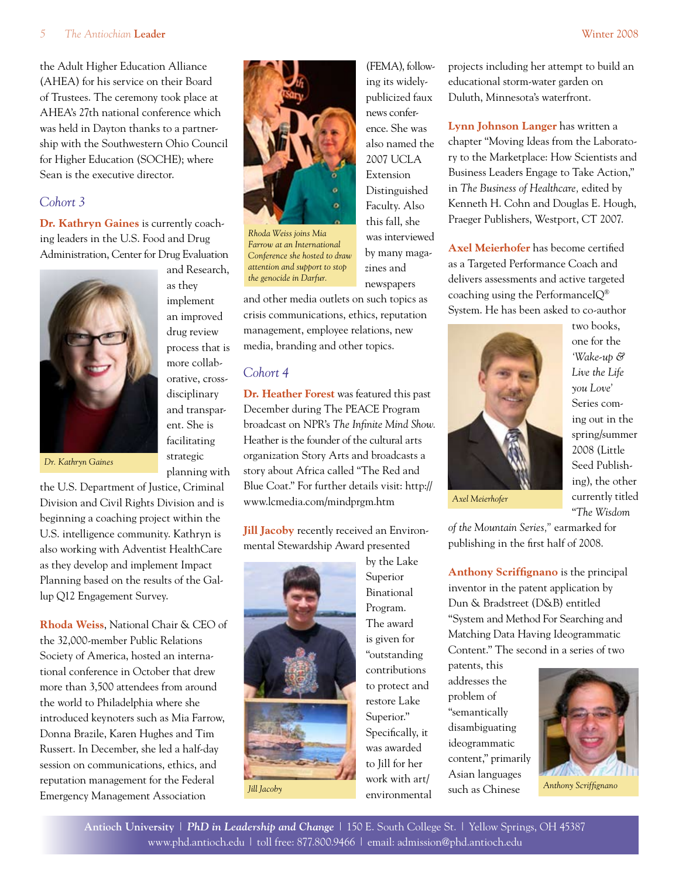the Adult Higher Education Alliance (AHEA) for his service on their Board of Trustees. The ceremony took place at AHEA's 27th national conference which was held in Dayton thanks to a partnership with the Southwestern Ohio Council for Higher Education (SOCHE); where Sean is the executive director.

## *Cohort 3*

**Dr. Kathryn Gaines** is currently coaching leaders in the U.S. Food and Drug Administration, Center for Drug Evaluation and Research, as they implement an improved drug review process that is more collaborative, cross-disciplinary and transparent. She is facilitating strategic planning with the U.S. Department of Justice, Criminal Division and Civil Rights Division and is beginning a coaching project within the U.S. intelligence community. Kathryn is also working with Adventist HealthCare as they develop and implement Impact Planning based on the results of the Gallup Q12 Engagement Survey.

*Dr. Kathryn Gaines*

**Rhoda Weiss**, National Chair & CEO of the 32,000-member Public Relations Society of America, hosted an international conference in October that drew more than 3,500 attendees from around the world to Philadelphia where she introduced keynoters such as Mia Farrow, Donna Brazile, Karen Hughes and Tim Russert. In December, she led a half-day session on communications, ethics, and reputation management for the Federal Emergency Management Association (FEMA), following its widely-publicized faux news conference. She was also named the 2007 UCLA Extension Distinguished Faculty. Also this fall, she was interviewed by many magazines and newspapers and other media outlets on such topics as crisis communications, ethics, reputation management, employee relations, new media, branding and other topics.

*Rhoda Weiss joins Mia Farrow at an International Conference she hosted to draw attention and support to stop the genocide in Darfur.*

## *Cohort 4*

**Dr. Heather Forest** was featured this past December during The PEACE Program broadcast on NPR's *The Infinite Mind Show.* Heather is the founder of the cultural arts organization Story Arts and broadcasts a story about Africa called "The Red and Blue Coat." For further details visit: http://www.lcmedia.com/mindprgm.htm

**Jill Jacoby** recently received an Environmental Stewardship Award presented by the Lake Superior Binational Program. The award is given for "outstanding contributions to protect and restore Lake Superior." Specifically, it was awarded to Jill for her work with art/environmental projects including her attempt to build an educational storm-water garden on Duluth, Minnesota's waterfront.

*Jill Jacoby*

**Lynn Johnson Langer** has written a chapter "Moving Ideas from the Laboratory to the Marketplace: How Scientists and Business Leaders Engage to Take Action," in *The Business of Healthcare,* edited by Kenneth H. Cohn and Douglas E. Hough, Praeger Publishers, Westport, CT 2007.

**Axel Meierhofer** has become certified as a Targeted Performance Coach and delivers assessments and active targeted coaching using the PerformanceIQ® System. He has been asked to co-author two books, one for the *'Wake-up & Live the Life you Love'* Series coming out in the spring/summer 2008 (Little Seed Publishing), the other currently titled *"The Wisdom of the Mountain Series,"* earmarked for publishing in the first half of 2008.

*Axel Meierhofer*

**Anthony Scriffignano** is the principal inventor in the patent application by Dun & Bradstreet (D&B) entitled "System and Method For Searching and Matching Data Having Ideogrammatic Content." The second in a series of two patents, this addresses the problem of "semantically disambiguating ideogrammatic content," primarily Asian languages such as Chinese

*Anthony Scriffignano*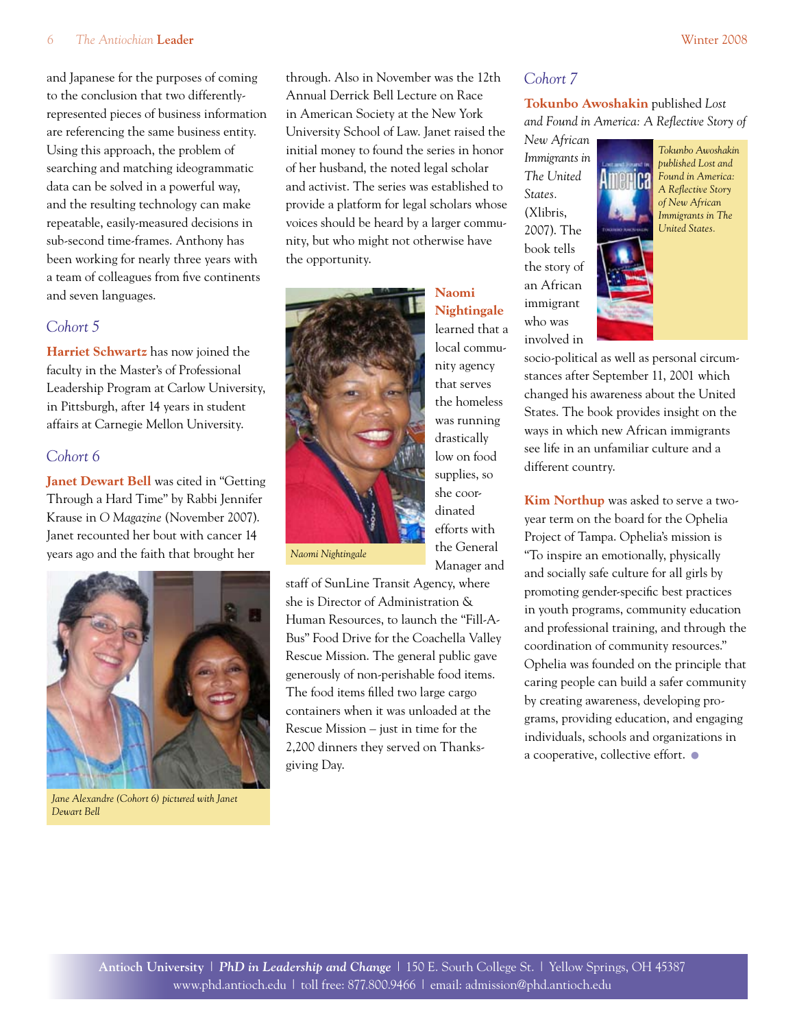and Japanese for the purposes of coming to the conclusion that two differently-represented pieces of business information are referencing the same business entity. Using this approach, the problem of searching and matching ideogrammatic data can be solved in a powerful way, and the resulting technology can make repeatable, easily-measured decisions in sub-second time-frames. Anthony has been working for nearly three years with a team of colleagues from five continents and seven languages.

## Cohort 5

**Harriet Schwartz** has now joined the faculty in the Master's of Professional Leadership Program at Carlow University, in Pittsburgh, after 14 years in student affairs at Carnegie Mellon University.

## Cohort 6

**Janet Dewart Bell** was cited in "Getting Through a Hard Time" by Rabbi Jennifer Krause in *O Magazine* (November 2007). Janet recounted her bout with cancer 14 years ago and the faith that brought her through. Also in November was the 12th Annual Derrick Bell Lecture on Race in American Society at the New York University School of Law. Janet raised the initial money to found the series in honor of her husband, the noted legal scholar and activist. The series was established to provide a platform for legal scholars whose voices should be heard by a larger community, but who might not otherwise have the opportunity.

*Jane Alexandre (Cohort 6) pictured with Janet Dewart Bell*

**Naomi Nightingale** learned that a local community agency that serves the homeless was running drastically low on food supplies, so she coordinated efforts with the General Manager and staff of SunLine Transit Agency, where she is Director of Administration & Human Resources, to launch the "Fill-A-Bus" Food Drive for the Coachella Valley Rescue Mission. The general public gave generously of non-perishable food items. The food items filled two large cargo containers when it was unloaded at the Rescue Mission – just in time for the 2,200 dinners they served on Thanksgiving Day.

*Naomi Nightingale*

## Cohort 7

**Tokunbo Awoshakin** published *Lost and Found in America: A Reflective Story of New African Immigrants in The United States.* (Xlibris, 2007). The book tells the story of an African immigrant who was involved in socio-political as well as personal circumstances after September 11, 2001 which changed his awareness about the United States. The book provides insight on the ways in which new African immigrants see life in an unfamiliar culture and a different country.

*Tokunbo Awoshakin published Lost and Found in America: A Reflective Story of New African Immigrants in The United States.*

**Kim Northup** was asked to serve a two-year term on the board for the Ophelia Project of Tampa. Ophelia's mission is "To inspire an emotionally, physically and socially safe culture for all girls by promoting gender-specific best practices in youth programs, community education and professional training, and through the coordination of community resources." Ophelia was founded on the principle that caring people can build a safer community by creating awareness, developing programs, providing education, and engaging individuals, schools and organizations in a cooperative, collective effort.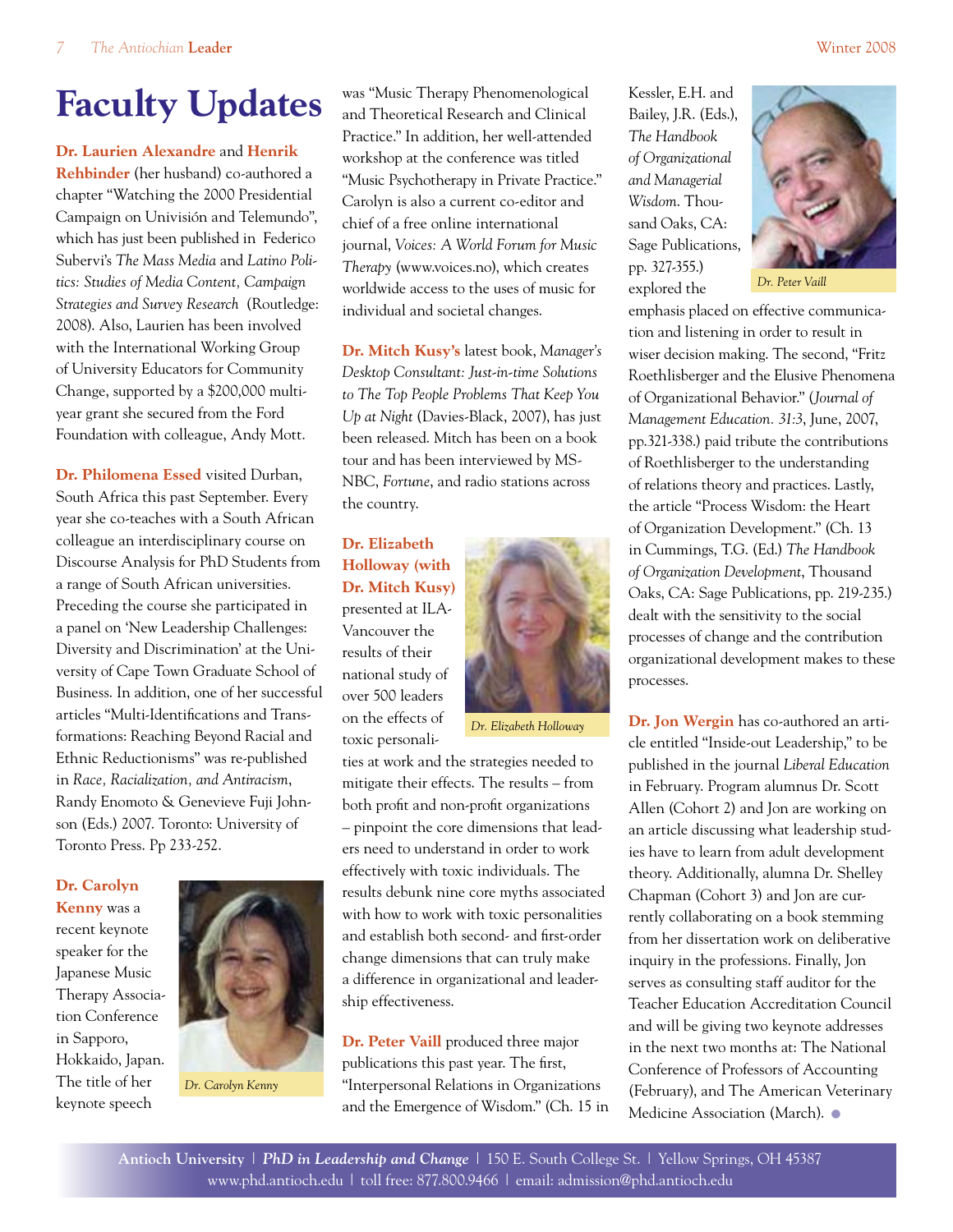# Faculty Updates

**Dr. Laurien Alexandre** and **Henrik Rehbinder** (her husband) co-authored a chapter "Watching the 2000 Presidential Campaign on Univisión and Telemundo", which has just been published in Federico Subervi's *The Mass Media* and *Latino Politics: Studies of Media Content, Campaign Strategies and Survey Research* (Routledge: 2008). Also, Laurien has been involved with the International Working Group of University Educators for Community Change, supported by a $200,000 multi-year grant she secured from the Ford Foundation with colleague, Andy Mott.

**Dr. Philomena Essed** visited Durban, South Africa this past September. Every year she co-teaches with a South African colleague an interdisciplinary course on Discourse Analysis for PhD Students from a range of South African universities. Preceding the course she participated in a panel on 'New Leadership Challenges: Diversity and Discrimination' at the University of Cape Town Graduate School of Business. In addition, one of her successful articles "Multi-Identifications and Transformations: Reaching Beyond Racial and Ethnic Reductionisms" was re-published in *Race, Racialization, and Antiracism*, Randy Enomoto & Genevieve Fuji Johnson (Eds.) 2007. Toronto: University of Toronto Press. Pp 233-252.

**Dr. Carolyn Kenny** was a recent keynote speaker for the Japanese Music Therapy Association Conference in Sapporo, Hokkaido, Japan. The title of her keynote speech was "Music Therapy Phenomenological and Theoretical Research and Clinical Practice." In addition, her well-attended workshop at the conference was titled "Music Psychotherapy in Private Practice." Carolyn is also a current co-editor and chief of a free online international journal, *Voices: A World Forum for Music Therapy* (www.voices.no), which creates worldwide access to the uses of music for individual and societal changes.

*Dr. Carolyn Kenny*

**Dr. Mitch Kusy's** latest book, *Manager's Desktop Consultant: Just-in-time Solutions to The Top People Problems That Keep You Up at Night* (Davies-Black, 2007), has just been released. Mitch has been on a book tour and has been interviewed by MS-NBC, *Fortune*, and radio stations across the country.

**Dr. Elizabeth Holloway (with Dr. Mitch Kusy)** presented at ILA-Vancouver the results of their national study of over 500 leaders on the effects of toxic personalities at work and the strategies needed to mitigate their effects. The results – from both profit and non-profit organizations – pinpoint the core dimensions that leaders need to understand in order to work effectively with toxic individuals. The results debunk nine core myths associated with how to work with toxic personalities and establish both second- and first-order change dimensions that can truly make a difference in organizational and leadership effectiveness.

*Dr. Elizabeth Holloway*

**Dr. Peter Vaill** produced three major publications this past year. The first, "Interpersonal Relations in Organizations and the Emergence of Wisdom." (Ch. 15 in Kessler, E.H. and Bailey, J.R. (Eds.), *The Handbook of Organizational and Managerial Wisdom*. Thousand Oaks, CA: Sage Publications, pp. 327-355.) explored the emphasis placed on effective communication and listening in order to result in wiser decision making. The second, "Fritz Roethlisberger and the Elusive Phenomena of Organizational Behavior." (*Journal of Management Education. 31:3*, June, 2007, pp.321-338.) paid tribute the contributions of Roethlisberger to the understanding of relations theory and practices. Lastly, the article "Process Wisdom: the Heart of Organization Development." (Ch. 13 in Cummings, T.G. (Ed.) *The Handbook of Organization Development*, Thousand Oaks, CA: Sage Publications, pp. 219-235.) dealt with the sensitivity to the social processes of change and the contribution organizational development makes to these processes.

*Dr. Peter Vaill*

**Dr. Jon Wergin** has co-authored an article entitled "Inside-out Leadership," to be published in the journal *Liberal Education* in February. Program alumnus Dr. Scott Allen (Cohort 2) and Jon are working on an article discussing what leadership studies have to learn from adult development theory. Additionally, alumna Dr. Shelley Chapman (Cohort 3) and Jon are currently collaborating on a book stemming from her dissertation work on deliberative inquiry in the professions. Finally, Jon serves as consulting staff auditor for the Teacher Education Accreditation Council and will be giving two keynote addresses in the next two months at: The National Conference of Professors of Accounting (February), and The American Veterinary Medicine Association (March).

**Antioch University** | ***PhD in Leadership and Change*** | 150 E. South College St. | Yellow Springs, OH 45387
www.phd.antioch.edu | toll free: 877.800.9466 | email: admission@phd.antioch.edu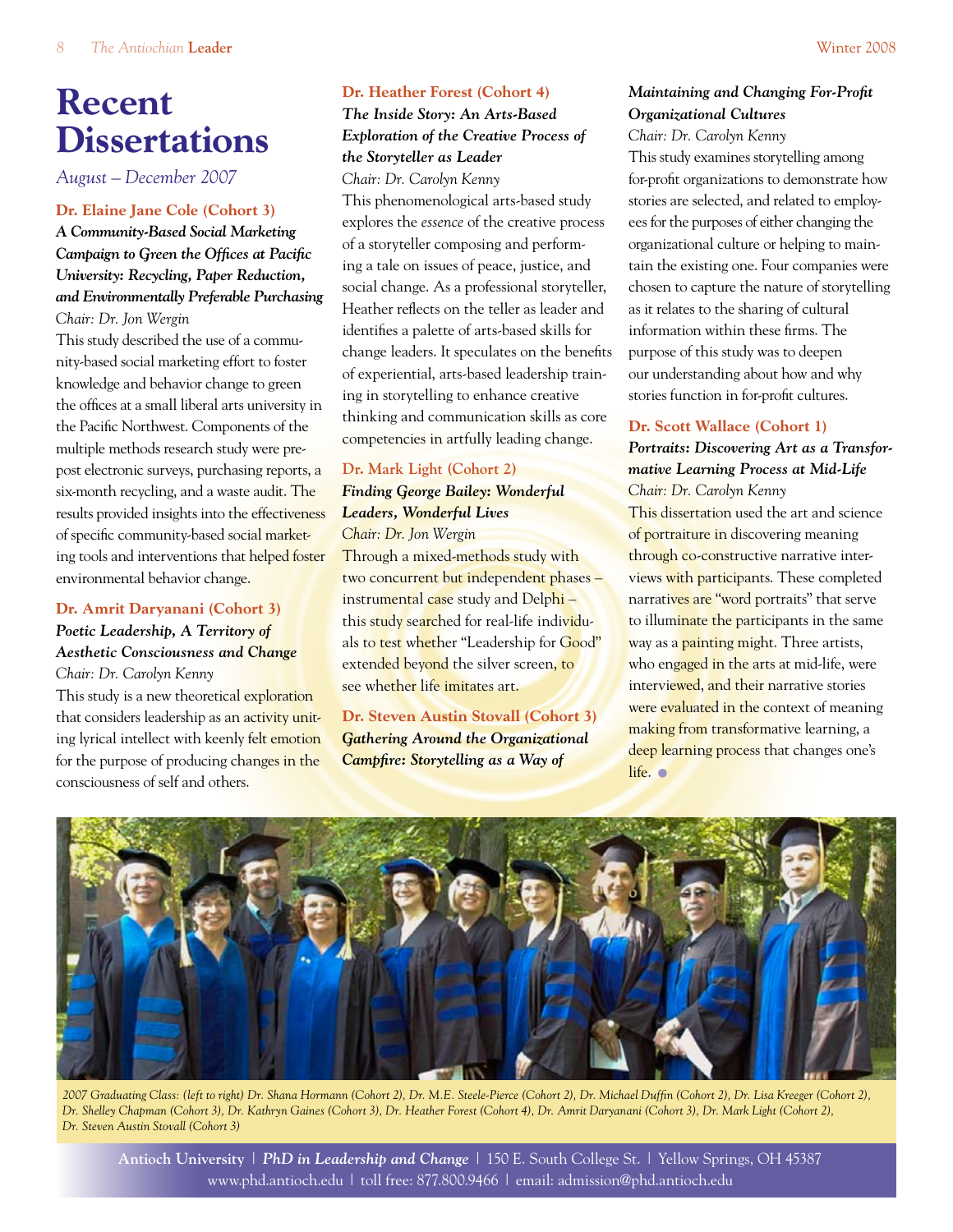# Recent Dissertations

*August – December 2007*

**Dr. Elaine Jane Cole (Cohort 3)**

***A Community-Based Social Marketing Campaign to Green the Offices at Pacific University: Recycling, Paper Reduction, and Environmentally Preferable Purchasing***

*Chair: Dr. Jon Wergin*

This study described the use of a community-based social marketing effort to foster knowledge and behavior change to green the offices at a small liberal arts university in the Pacific Northwest. Components of the multiple methods research study were pre-post electronic surveys, purchasing reports, a six-month recycling, and a waste audit. The results provided insights into the effectiveness of specific community-based social marketing tools and interventions that helped foster environmental behavior change.

**Dr. Amrit Daryanani (Cohort 3)**

***Poetic Leadership, A Territory of Aesthetic Consciousness and Change***

*Chair: Dr. Carolyn Kenny*

This study is a new theoretical exploration that considers leadership as an activity uniting lyrical intellect with keenly felt emotion for the purpose of producing changes in the consciousness of self and others.

**Dr. Heather Forest (Cohort 4)**

***The Inside Story: An Arts-Based Exploration of the Creative Process of the Storyteller as Leader***

*Chair: Dr. Carolyn Kenny*

This phenomenological arts-based study explores the *essence* of the creative process of a storyteller composing and performing a tale on issues of peace, justice, and social change. As a professional storyteller, Heather reflects on the teller as leader and identifies a palette of arts-based skills for change leaders. It speculates on the benefits of experiential, arts-based leadership training in storytelling to enhance creative thinking and communication skills as core competencies in artfully leading change.

**Dr. Mark Light (Cohort 2)**

***Finding George Bailey: Wonderful Leaders, Wonderful Lives***

*Chair: Dr. Jon Wergin*

Through a mixed-methods study with two concurrent but independent phases – instrumental case study and Delphi – this study searched for real-life individuals to test whether "Leadership for Good" extended beyond the silver screen, to see whether life imitates art.

**Dr. Steven Austin Stovall (Cohort 3)**

***Gathering Around the Organizational Campfire: Storytelling as a Way of Maintaining and Changing For-Profit Organizational Cultures***

*Chair: Dr. Carolyn Kenny*

This study examines storytelling among for-profit organizations to demonstrate how stories are selected, and related to employees for the purposes of either changing the organizational culture or helping to maintain the existing one. Four companies were chosen to capture the nature of storytelling as it relates to the sharing of cultural information within these firms. The purpose of this study was to deepen our understanding about how and why stories function in for-profit cultures.

**Dr. Scott Wallace (Cohort 1)**

***Portraits: Discovering Art as a Transformative Learning Process at Mid-Life***

*Chair: Dr. Carolyn Kenny*

This dissertation used the art and science of portraiture in discovering meaning through co-constructive narrative interviews with participants. These completed narratives are "word portraits" that serve to illuminate the participants in the same way as a painting might. Three artists, who engaged in the arts at mid-life, were interviewed, and their narrative stories were evaluated in the context of meaning making from transformative learning, a deep learning process that changes one's life.

*2007 Graduating Class: (left to right) Dr. Shana Hormann (Cohort 2), Dr. M.E. Steele-Pierce (Cohort 2), Dr. Michael Duffin (Cohort 2), Dr. Lisa Kreeger (Cohort 2), Dr. Shelley Chapman (Cohort 3), Dr. Kathryn Gaines (Cohort 3), Dr. Heather Forest (Cohort 4), Dr. Amrit Daryanani (Cohort 3), Dr. Mark Light (Cohort 2), Dr. Steven Austin Stovall (Cohort 3)*

**Antioch University** | ***PhD in Leadership and Change*** | 150 E. South College St. | Yellow Springs, OH 45387
www.phd.antioch.edu | toll free: 877.800.9466 | email: admission@phd.antioch.edu